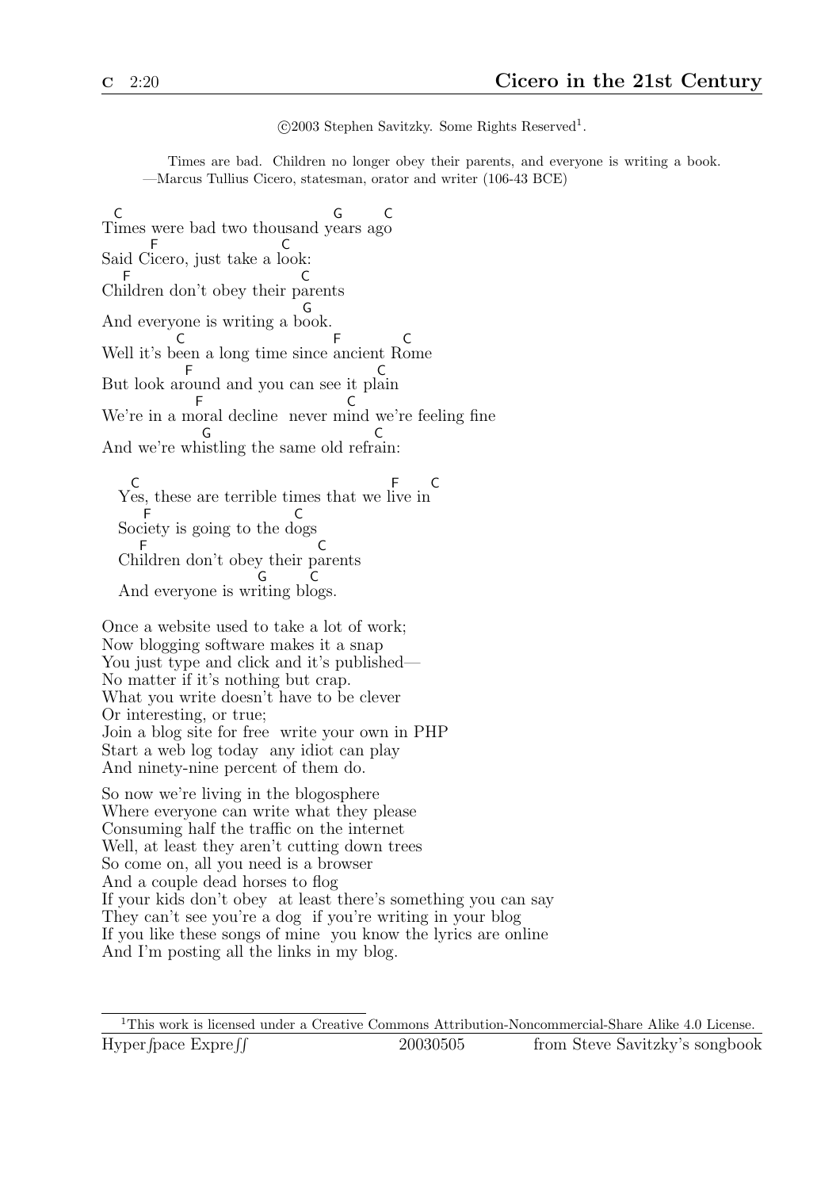# Cicero in the 21st Century

C 2:20

©2003 Stephen Savitzky. Some Rights Reserved[1].

> Times are bad. Children no longer obey their parents, and everyone is writing a book.
> —Marcus Tullius Cicero, statesman, orator and writer (106-43 BCE)

```
C                           G     C
Times were bad two thousand years ago
      F                  C
Said Cicero, just take a look:
  F                        C
Children don't obey their parents
                          G
And everyone is writing a book.
          C                      F       C
Well it's been a long time since ancient Rome
           F                        C
But look around and you can see it plain
             F                   C
We're in a moral decline  never mind we're feeling fine
           G                        C
And we're whistling the same old refrain:
```

```
   C                                     F     C
   Yes, these are terrible times that we live in
     F                    C
   Society is going to the dogs
     F                        C
   Children don't obey their parents
                      G     C
   And everyone is writing blogs.
```

Once a website used to take a lot of work;
Now blogging software makes it a snap
You just type and click and it's published—
No matter if it's nothing but crap.
What you write doesn't have to be clever
Or interesting, or true;
Join a blog site for free  write your own in PHP
Start a web log today  any idiot can play
And ninety-nine percent of them do.

So now we're living in the blogosphere
Where everyone can write what they please
Consuming half the traffic on the internet
Well, at least they aren't cutting down trees
So come on, all you need is a browser
And a couple dead horses to flog
If your kids don't obey  at least there's something you can say
They can't see you're a dog  if you're writing in your blog
If you like these songs of mine  you know the lyrics are online
And I'm posting all the links in my blog.

[1] This work is licensed under a Creative Commons Attribution-Noncommercial-Share Alike 4.0 License.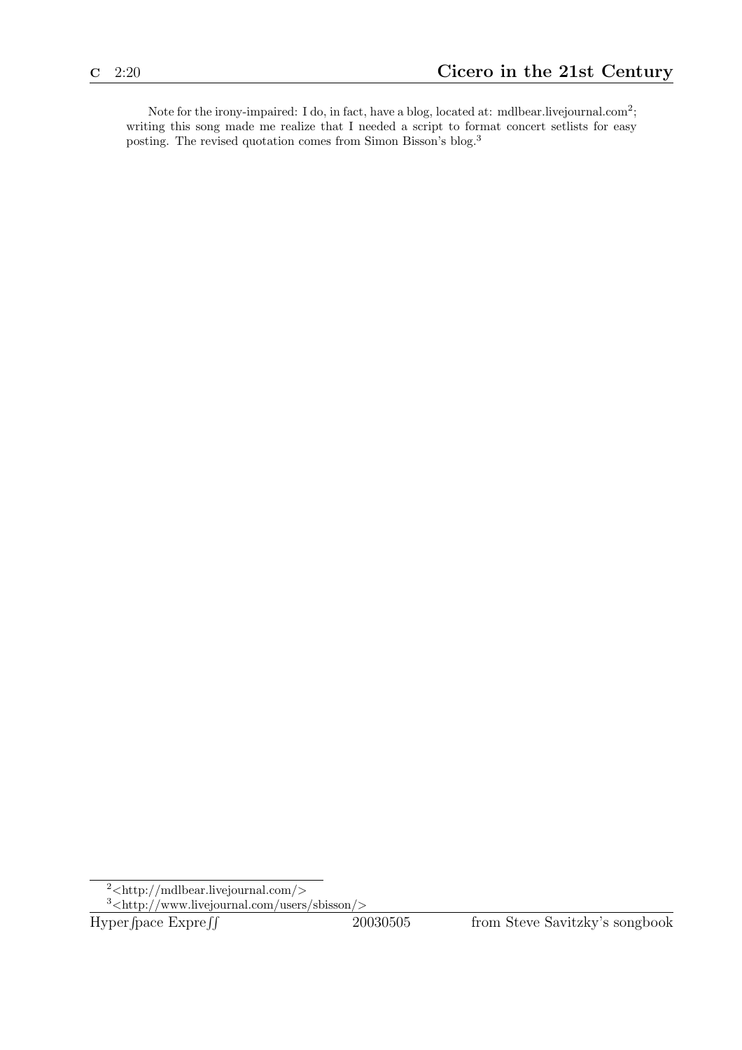Note for the irony-impaired: I do, in fact, have a blog, located at: mdlbear.livejournal.com[2]; writing this song made me realize that I needed a script to format concert setlists for easy posting. The revised quotation comes from Simon Bisson's blog.[3]

[2] <http://mdlbear.livejournal.com/>

[3] <http://www.livejournal.com/users/sbisson/>